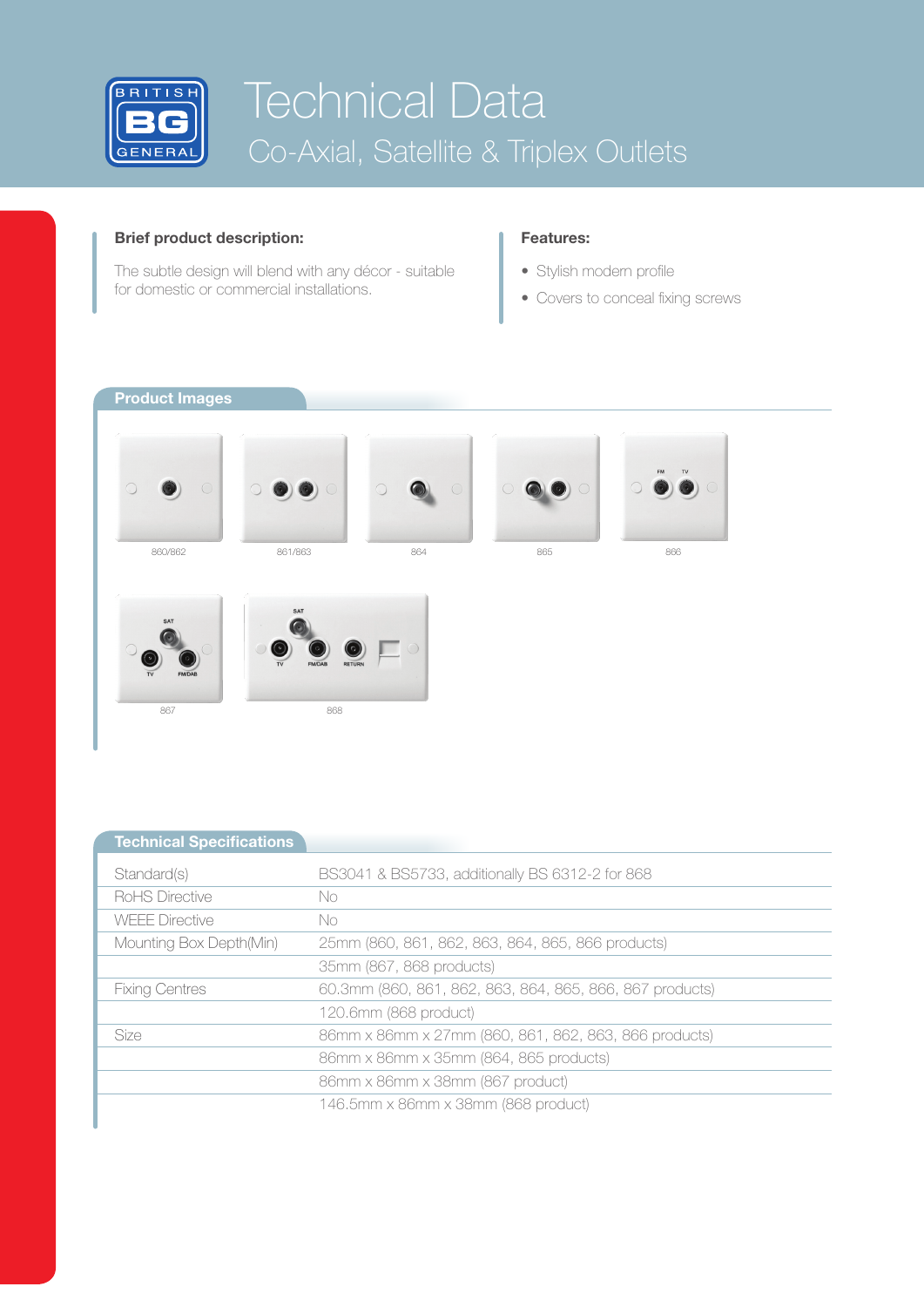# Technical Data

## Co-Axial, Satellite & Triplex Outlets

**Brief product description:**

The subtle design will blend with any décor - suitable for domestic or commercial installations.

**Features:**

- Stylish modern profile
- Covers to conceal fixing screws

## Product Images

860/862

861/863

864

865

866

867

868

## Technical Specifications

| | |
|---|---|
| Standard(s) | BS3041 & BS5733, additionally BS 6312-2 for 868 |
| RoHS Directive | No |
| WEEE Directive | No |
| Mounting Box Depth(Min) | 25mm (860, 861, 862, 863, 864, 865, 866 products) |
| | 35mm (867, 868 products) |
| Fixing Centres | 60.3mm (860, 861, 862, 863, 864, 865, 866, 867 products) |
| | 120.6mm (868 product) |
| Size | 86mm x 86mm x 27mm (860, 861, 862, 863, 866 products) |
| | 86mm x 86mm x 35mm (864, 865 products) |
| | 86mm x 86mm x 38mm (867 product) |
| | 146.5mm x 86mm x 38mm (868 product) |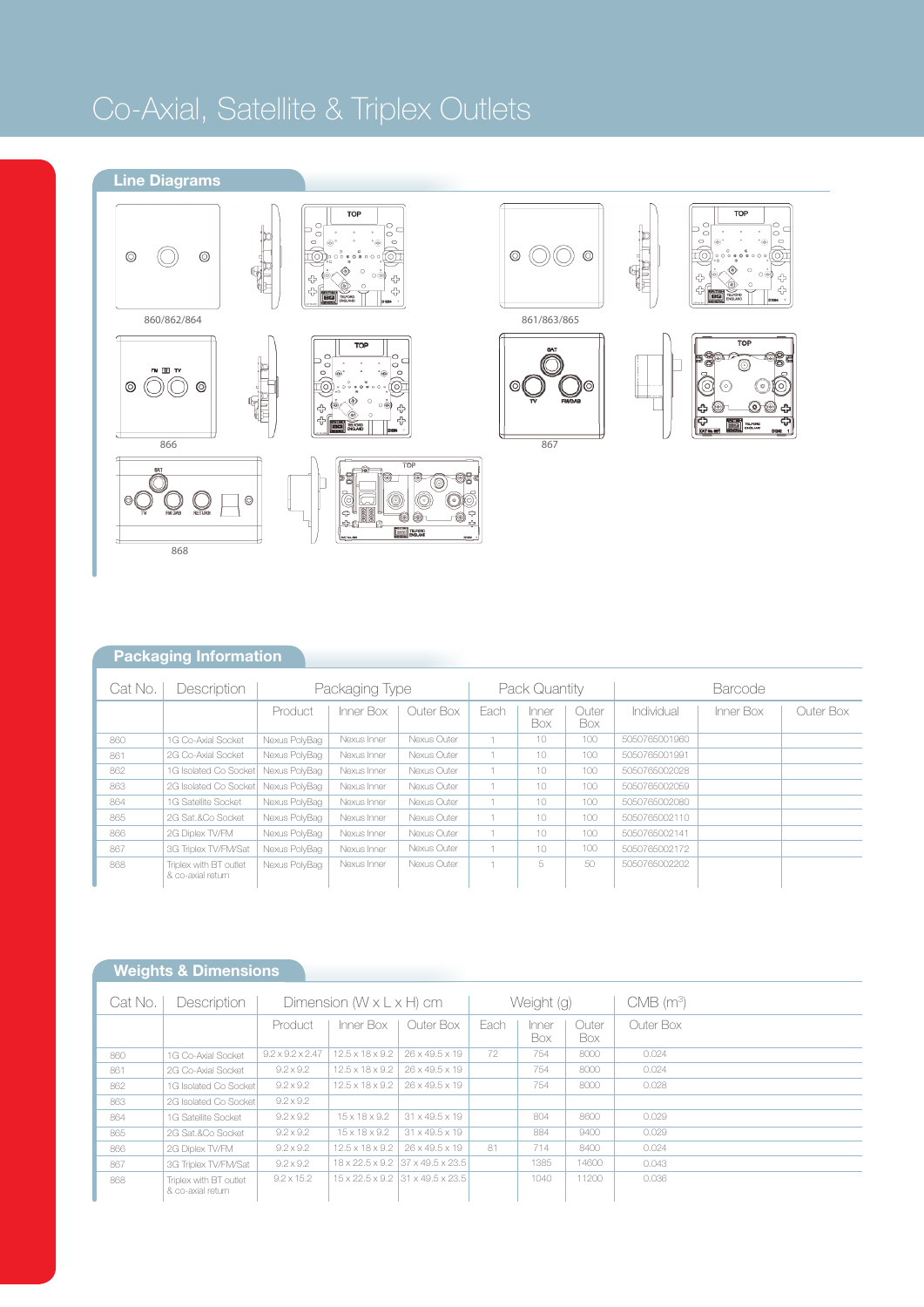# Co-Axial, Satellite & Triplex Outlets

## Line Diagrams

860/862/864

861/863/865

866

867

868

## Packaging Information

| Cat No. | Description | Packaging Type | | | Pack Quantity | | | Barcode | | |
|---|---|---|---|---|---|---|---|---|---|---|
| | | Product | Inner Box | Outer Box | Each | Inner Box | Outer Box | Individual | Inner Box | Outer Box |
| 860 | 1G Co-Axial Socket | Nexus PolyBag | Nexus Inner | Nexus Outer | 1 | 10 | 100 | 5050765001960 | | |
| 861 | 2G Co-Axial Socket | Nexus PolyBag | Nexus Inner | Nexus Outer | 1 | 10 | 100 | 5050765001991 | | |
| 862 | 1G Isolated Co Socket | Nexus PolyBag | Nexus Inner | Nexus Outer | 1 | 10 | 100 | 5050765002028 | | |
| 863 | 2G Isolated Co Socket | Nexus PolyBag | Nexus Inner | Nexus Outer | 1 | 10 | 100 | 5050765002059 | | |
| 864 | 1G Satellite Socket | Nexus PolyBag | Nexus Inner | Nexus Outer | 1 | 10 | 100 | 5050765002080 | | |
| 865 | 2G Sat.&Co Socket | Nexus PolyBag | Nexus Inner | Nexus Outer | 1 | 10 | 100 | 5050765002110 | | |
| 866 | 2G Diplex TV/FM | Nexus PolyBag | Nexus Inner | Nexus Outer | 1 | 10 | 100 | 5050765002141 | | |
| 867 | 3G Triplex TV/FM/Sat | Nexus PolyBag | Nexus Inner | Nexus Outer | 1 | 10 | 100 | 5050765002172 | | |
| 868 | Triplex with BT outlet & co-axial return | Nexus PolyBag | Nexus Inner | Nexus Outer | 1 | 5 | 50 | 5050765002202 | | |

## Weights & Dimensions

| Cat No. | Description | Dimension (W x L x H) cm | | | Weight (g) | | | CMB (m³) |
|---|---|---|---|---|---|---|---|---|
| | | Product | Inner Box | Outer Box | Each | Inner Box | Outer Box | Outer Box |
| 860 | 1G Co-Axial Socket | 9.2 x 9.2 x 2.47 | 12.5 x 18 x 9.2 | 26 x 49.5 x 19 | 72 | 754 | 8000 | 0.024 |
| 861 | 2G Co-Axial Socket | 9.2 x 9.2 | 12.5 x 18 x 9.2 | 26 x 49.5 x 19 | | 754 | 8000 | 0.024 |
| 862 | 1G Isolated Co Socket | 9.2 x 9.2 | 12.5 x 18 x 9.2 | 26 x 49.5 x 19 | | 754 | 8000 | 0.028 |
| 863 | 2G Isolated Co Socket | 9.2 x 9.2 | | | | | | |
| 864 | 1G Satellite Socket | 9.2 x 9.2 | 15 x 18 x 9.2 | 31 x 49.5 x 19 | | 804 | 8600 | 0.029 |
| 865 | 2G Sat.&Co Socket | 9.2 x 9.2 | 15 x 18 x 9.2 | 31 x 49.5 x 19 | | 884 | 9400 | 0.029 |
| 866 | 2G Diplex TV/FM | 9.2 x 9.2 | 12.5 x 18 x 9.2 | 26 x 49.5 x 19 | 81 | 714 | 8400 | 0.024 |
| 867 | 3G Triplex TV/FM/Sat | 9.2 x 9.2 | 18 x 22.5 x 9.2 | 37 x 49.5 x 23.5 | | 1385 | 14600 | 0.043 |
| 868 | Triplex with BT outlet & co-axial return | 9.2 x 15.2 | 15 x 22.5 x 9.2 | 31 x 49.5 x 23.5 | | 1040 | 11200 | 0.036 |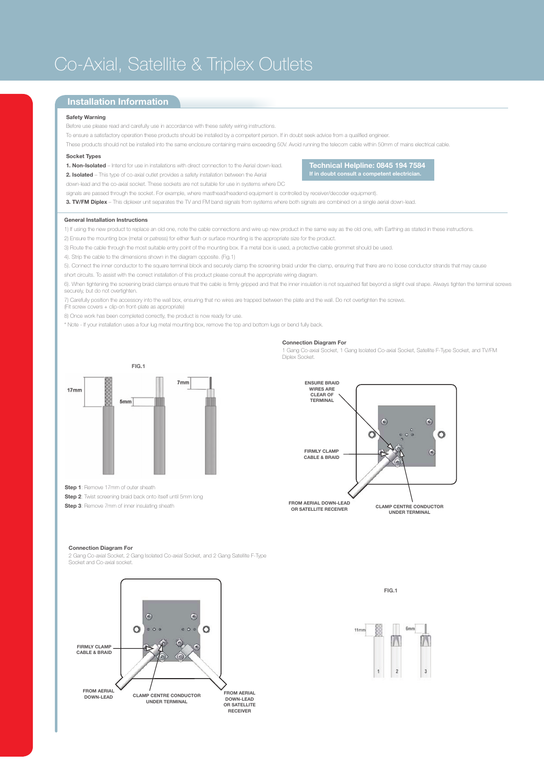# Co-Axial, Satellite & Triplex Outlets

## Installation Information

### Safety Warning

Before use please read and carefully use in accordance with these safety wiring instructions.

To ensure a satisfactory operation these products should be installed by a competent person. If in doubt seek advice from a qualified engineer.

These products should not be installed into the same enclosure containing mains exceeding 50V. Avoid running the telecom cable within 50mm of mains electrical cable.

### Socket Types

**Technical Helpline: 0845 194 7584**
**If in doubt consult a competent electrician.**

**1. Non-Isolated** – Intend for use in installations with direct connection to the Aerial down-lead.

**2. Isolated** – This type of co-axial outlet provides a safety installation between the Aerial down-lead and the co-axial socket. These sockets are not suitable for use in systems where DC signals are passed through the socket. For example, where masthead/headend equipment is controlled by receiver/decoder equipment).

**3. TV/FM Diplex** – This diplexer unit separates the TV and FM band signals from systems where both signals are combined on a single aerial down-lead.

### General Installation Instructions

1) If using the new product to replace an old one, note the cable connections and wire up new product in the same way as the old one, with Earthing as stated in these instructions.

2) Ensure the mounting box (metal or patress) for either flush or surface mounting is the appropriate size for the product.

3) Route the cable through the most suitable entry point of the mounting box. If a metal box is used, a protective cable grommet should be used.

4). Strip the cable to the dimensions shown in the diagram opposite. (Fig.1)

5). Connect the inner conductor to the square terminal block and securely clamp the screening braid under the clamp, ensuring that there are no loose conductor strands that may cause short circuits. To assist with the correct installation of this product please consult the appropriate wiring diagram.

6). When tightening the screening braid clamps ensure that the cable is firmly gripped and that the inner insulation is not squashed flat beyond a slight oval shape. Always tighten the terminal screws securely, but do not overtighten.

7) Carefully position the accessory into the wall box, ensuring that no wires are trapped between the plate and the wall. Do not overtighten the screws.
(Fit screw covers + clip-on front-plate as appropriate)

8) Once work has been completed correctly, the product is now ready for use.

* Note - If your installation uses a four lug metal mounting box, remove the top and bottom lugs or bend fully back.

FIG.1

17mm 5mm 7mm

**Step 1**: Remove 17mm of outer sheath

**Step 2**: Twist screening braid back onto itself until 5mm long

**Step 3**: Remove 7mm of inner insulating sheath

### Connection Diagram For

1 Gang Co-axial Socket, 1 Gang Isolated Co-axial Socket, Satellite F-Type Socket, and TV/FM Diplex Socket.

ENSURE BRAID WIRES ARE CLEAR OF TERMINAL

FIRMLY CLAMP CABLE & BRAID

FROM AERIAL DOWN-LEAD OR SATELLITE RECEIVER

CLAMP CENTRE CONDUCTOR UNDER TERMINAL

### Connection Diagram For

2 Gang Co-axial Socket, 2 Gang Isolated Co-axial Socket, and 2 Gang Satellite F-Type Socket and Co-axial socket.

FIRMLY CLAMP CABLE & BRAID

FROM AERIAL DOWN-LEAD

CLAMP CENTRE CONDUCTOR UNDER TERMINAL

FROM AERIAL DOWN-LEAD OR SATELLITE RECEIVER

FIG.1

11mm 6mm

1 2 3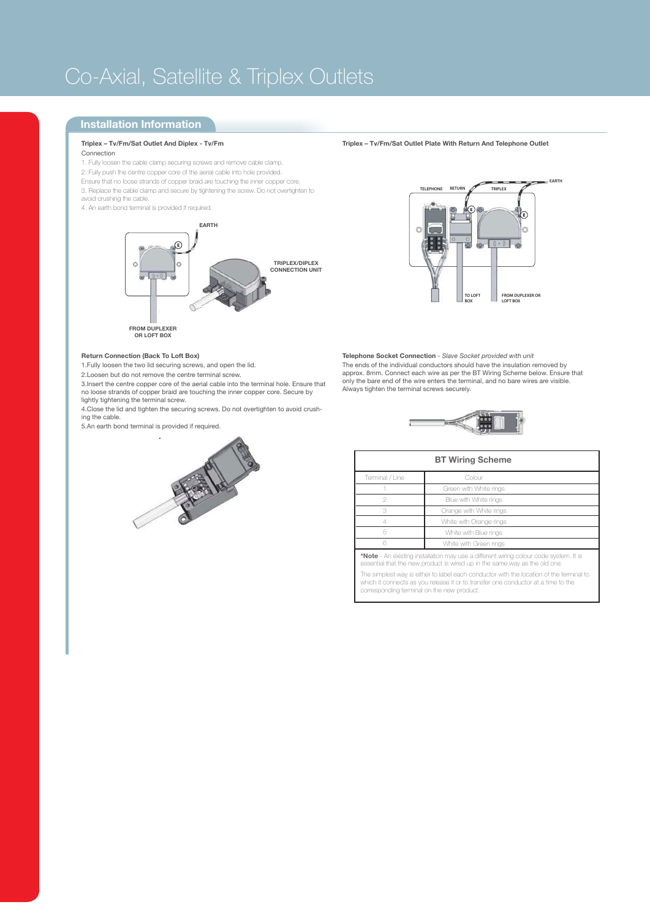# Co-Axial, Satellite & Triplex Outlets

## Installation Information

### Triplex – Tv/Fm/Sat Outlet And Diplex - Tv/Fm

Connection

1. Fully loosen the cable clamp securing screws and remove cable clamp.
2. Fully push the centre copper core of the aerial cable into hole provided.

Ensure that no loose strands of copper braid are touching the inner copper core.

3. Replace the cable clamp and secure by tightening the screw. Do not overtighten to avoid crushing the cable.
4. An earth bond terminal is provided if required.

EARTH

TRIPLEX/DIPLEX CONNECTION UNIT

FROM DUPLEXER OR LOFT BOX

### Return Connection (Back To Loft Box)

1. Fully loosen the two lid securing screws, and open the lid.
2. Loosen but do not remove the centre terminal screw.
3. Insert the centre copper core of the aerial cable into the terminal hole. Ensure that no loose strands of copper braid are touching the inner copper core. Secure by lightly tightening the terminal screw.
4. Close the lid and tighten the securing screws. Do not overtighten to avoid crushing the cable.
5. An earth bond terminal is provided if required.

### Triplex – Tv/Fm/Sat Outlet Plate With Return And Telephone Outlet

TELEPHONE RETURN TRIPLEX EARTH

TO LOFT BOX

FROM DUPLEXER OR LOFT BOX

### Telephone Socket Connection - *Slave Socket provided with unit*

The ends of the individual conductors should have the insulation removed by approx. 8mm. Connect each wire as per the BT Wiring Scheme below. Ensure that only the bare end of the wire enters the terminal, and no bare wires are visible. Always tighten the terminal screws securely.

**BT Wiring Scheme**

| Terminal / Line | Colour |
|---|---|
| 1 | Green with White rings |
| 2 | Blue with White rings |
| 3 | Orange with White rings |
| 4 | White with Orange rings |
| 5 | White with Blue rings |
| 6 | White with Green rings |

**\*Note** - An existing installation may use a different wiring colour code system. It is essential that the new product is wired up in the same way as the old one.

The simplest way is either to label each conductor with the location of the terminal to which it connects as you release it or to transfer one conductor at a time to the corresponding terminal on the new product.